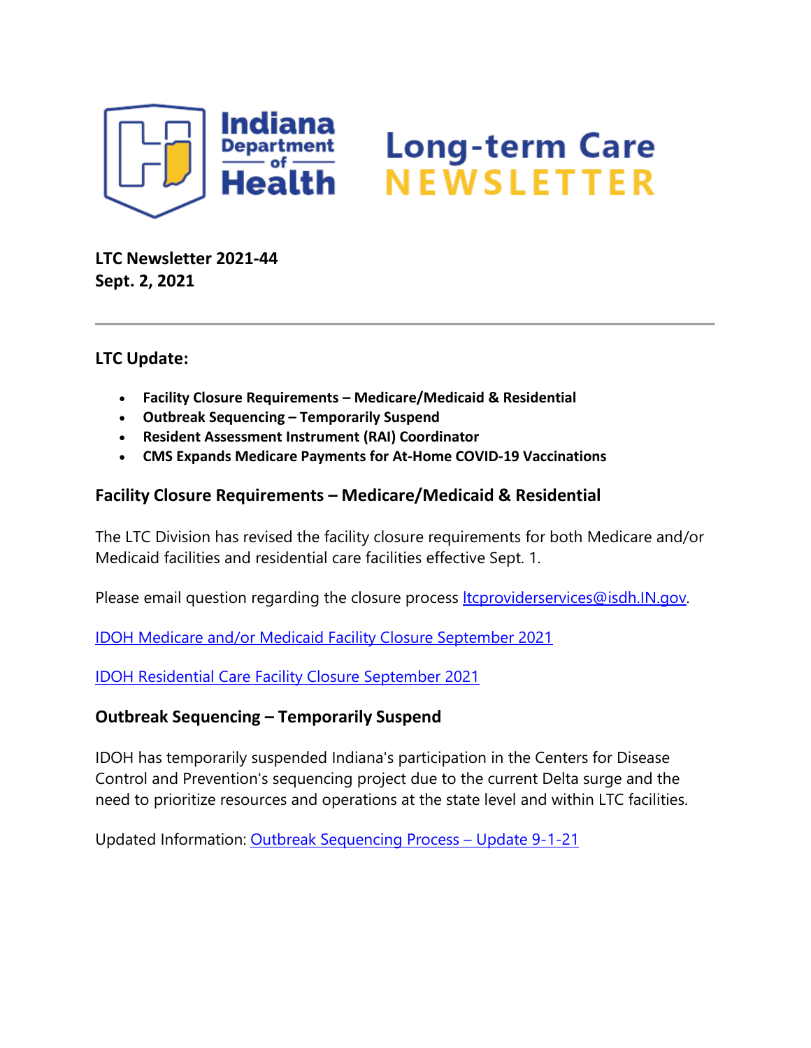# Indiana Department of Health Long-term Care NEWSLETTER

**LTC Newsletter 2021-44**
**Sept. 2, 2021**

---

## LTC Update:

- **Facility Closure Requirements – Medicare/Medicaid & Residential**
- **Outbreak Sequencing – Temporarily Suspend**
- **Resident Assessment Instrument (RAI) Coordinator**
- **CMS Expands Medicare Payments for At-Home COVID-19 Vaccinations**

### Facility Closure Requirements – Medicare/Medicaid & Residential

The LTC Division has revised the facility closure requirements for both Medicare and/or Medicaid facilities and residential care facilities effective Sept. 1.

Please email question regarding the closure process ltcproviderservices@isdh.IN.gov.

IDOH Medicare and/or Medicaid Facility Closure September 2021

IDOH Residential Care Facility Closure September 2021

### Outbreak Sequencing – Temporarily Suspend

IDOH has temporarily suspended Indiana's participation in the Centers for Disease Control and Prevention's sequencing project due to the current Delta surge and the need to prioritize resources and operations at the state level and within LTC facilities.

Updated Information: Outbreak Sequencing Process – Update 9-1-21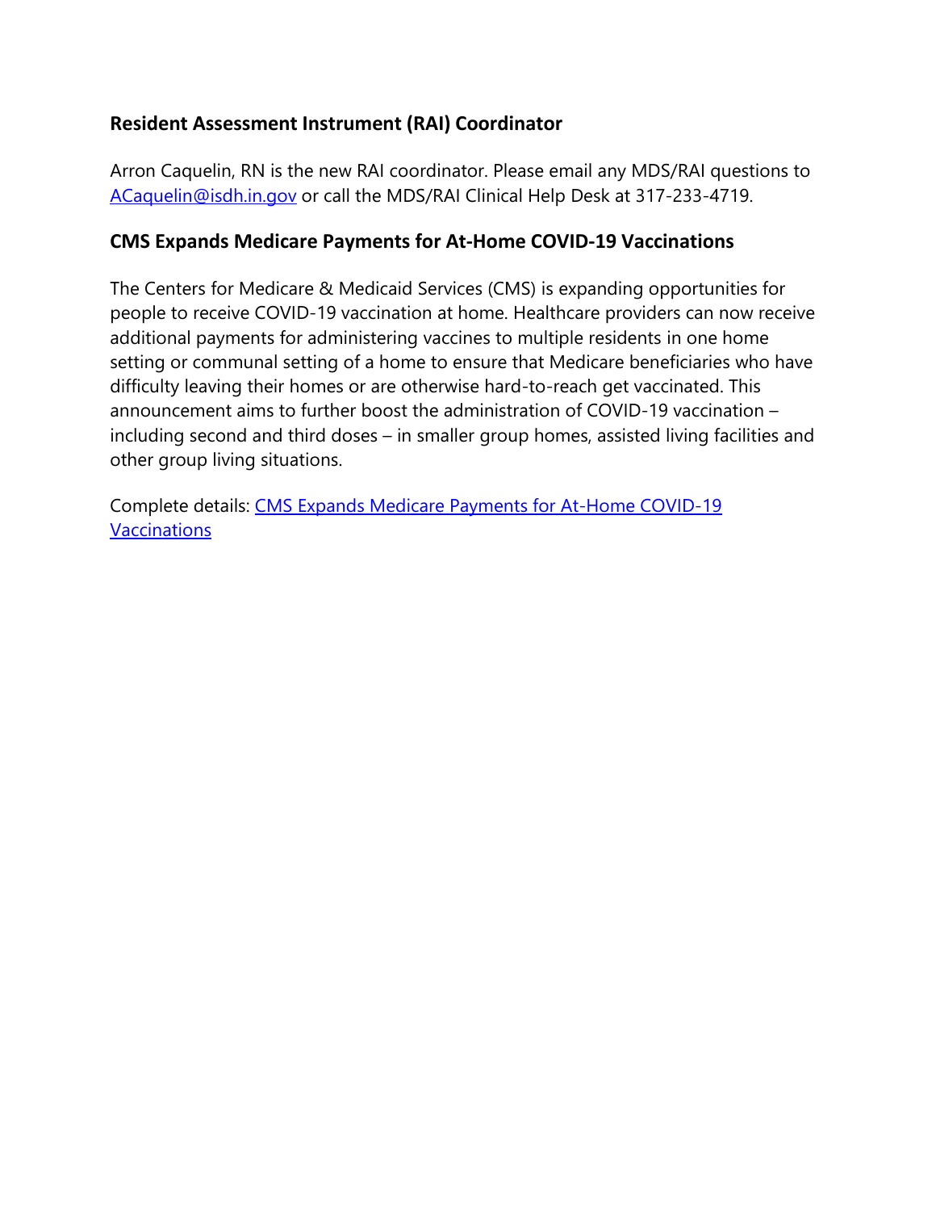### Resident Assessment Instrument (RAI) Coordinator

Arron Caquelin, RN is the new RAI coordinator. Please email any MDS/RAI questions to [ACaquelin@isdh.in.gov](mailto:ACaquelin@isdh.in.gov) or call the MDS/RAI Clinical Help Desk at 317-233-4719.

### CMS Expands Medicare Payments for At-Home COVID-19 Vaccinations

The Centers for Medicare & Medicaid Services (CMS) is expanding opportunities for people to receive COVID-19 vaccination at home. Healthcare providers can now receive additional payments for administering vaccines to multiple residents in one home setting or communal setting of a home to ensure that Medicare beneficiaries who have difficulty leaving their homes or are otherwise hard-to-reach get vaccinated. This announcement aims to further boost the administration of COVID-19 vaccination – including second and third doses – in smaller group homes, assisted living facilities and other group living situations.

Complete details: CMS Expands Medicare Payments for At-Home COVID-19 Vaccinations